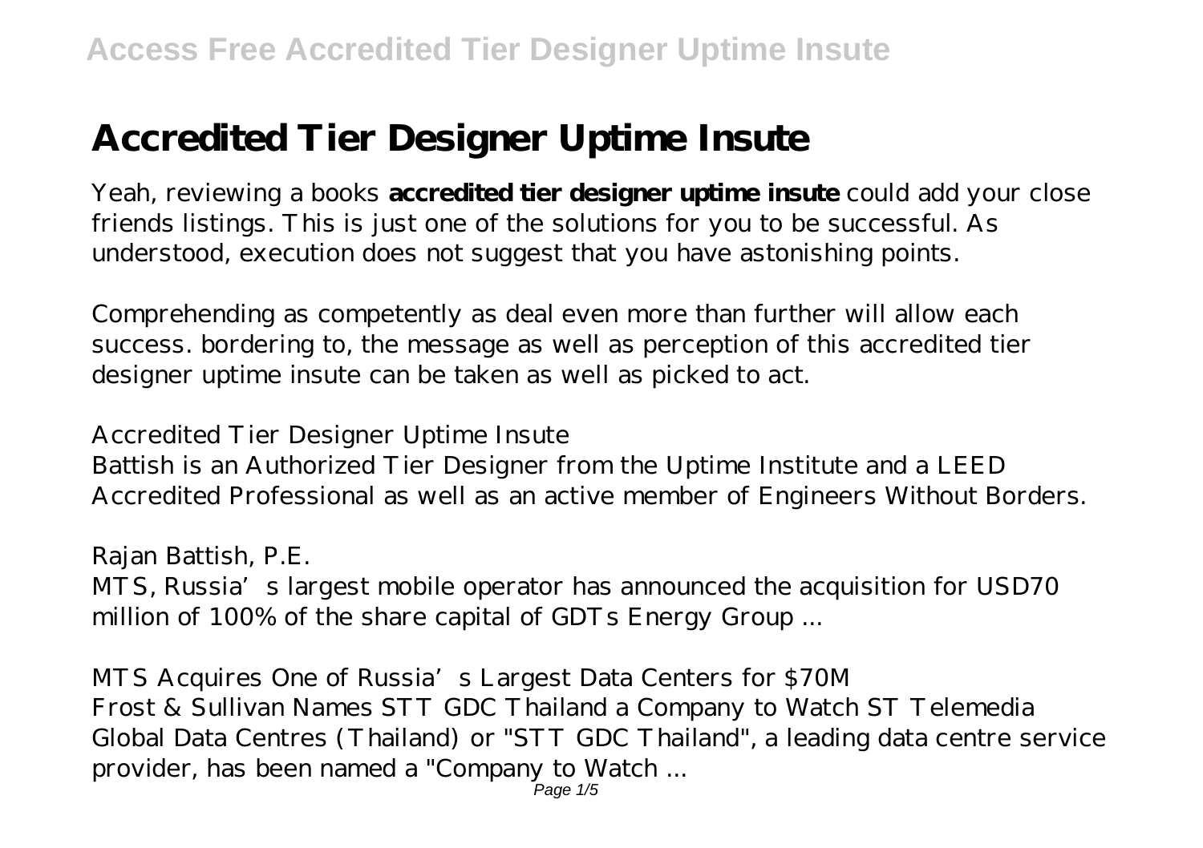# Accredited Tier Designer Uptime Insute

Yeah, reviewing a books **accredited tier designer uptime insute** could add your close friends listings. This is just one of the solutions for you to be successful. As understood, execution does not suggest that you have astonishing points.

Comprehending as competently as deal even more than further will allow each success. bordering to, the message as well as perception of this accredited tier designer uptime insute can be taken as well as picked to act.

*Accredited Tier Designer Uptime Insute*

Battish is an Authorized Tier Designer from the Uptime Institute and a LEED Accredited Professional as well as an active member of Engineers Without Borders.

*Rajan Battish, P.E.*

MTS, Russia's largest mobile operator has announced the acquisition for USD70 million of 100% of the share capital of GDTs Energy Group ...

*MTS Acquires One of Russia's Largest Data Centers for $70M*

Frost & Sullivan Names STT GDC Thailand a Company to Watch ST Telemedia Global Data Centres (Thailand) or "STT GDC Thailand", a leading data centre service provider, has been named a "Company to Watch ...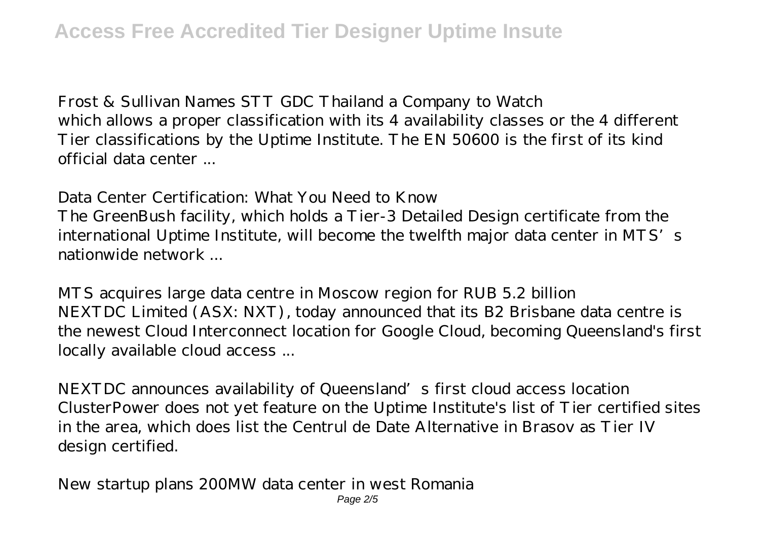*Frost & Sullivan Names STT GDC Thailand a Company to Watch*
which allows a proper classification with its 4 availability classes or the 4 different Tier classifications by the Uptime Institute. The EN 50600 is the first of its kind official data center ...

*Data Center Certification: What You Need to Know*
The GreenBush facility, which holds a Tier-3 Detailed Design certificate from the international Uptime Institute, will become the twelfth major data center in MTS's nationwide network ...

*MTS acquires large data centre in Moscow region for RUB 5.2 billion*
NEXTDC Limited (ASX: NXT), today announced that its B2 Brisbane data centre is the newest Cloud Interconnect location for Google Cloud, becoming Queensland's first locally available cloud access ...

*NEXTDC announces availability of Queensland's first cloud access location*
ClusterPower does not yet feature on the Uptime Institute's list of Tier certified sites in the area, which does list the Centrul de Date Alternative in Brasov as Tier IV design certified.

*New startup plans 200MW data center in west Romania*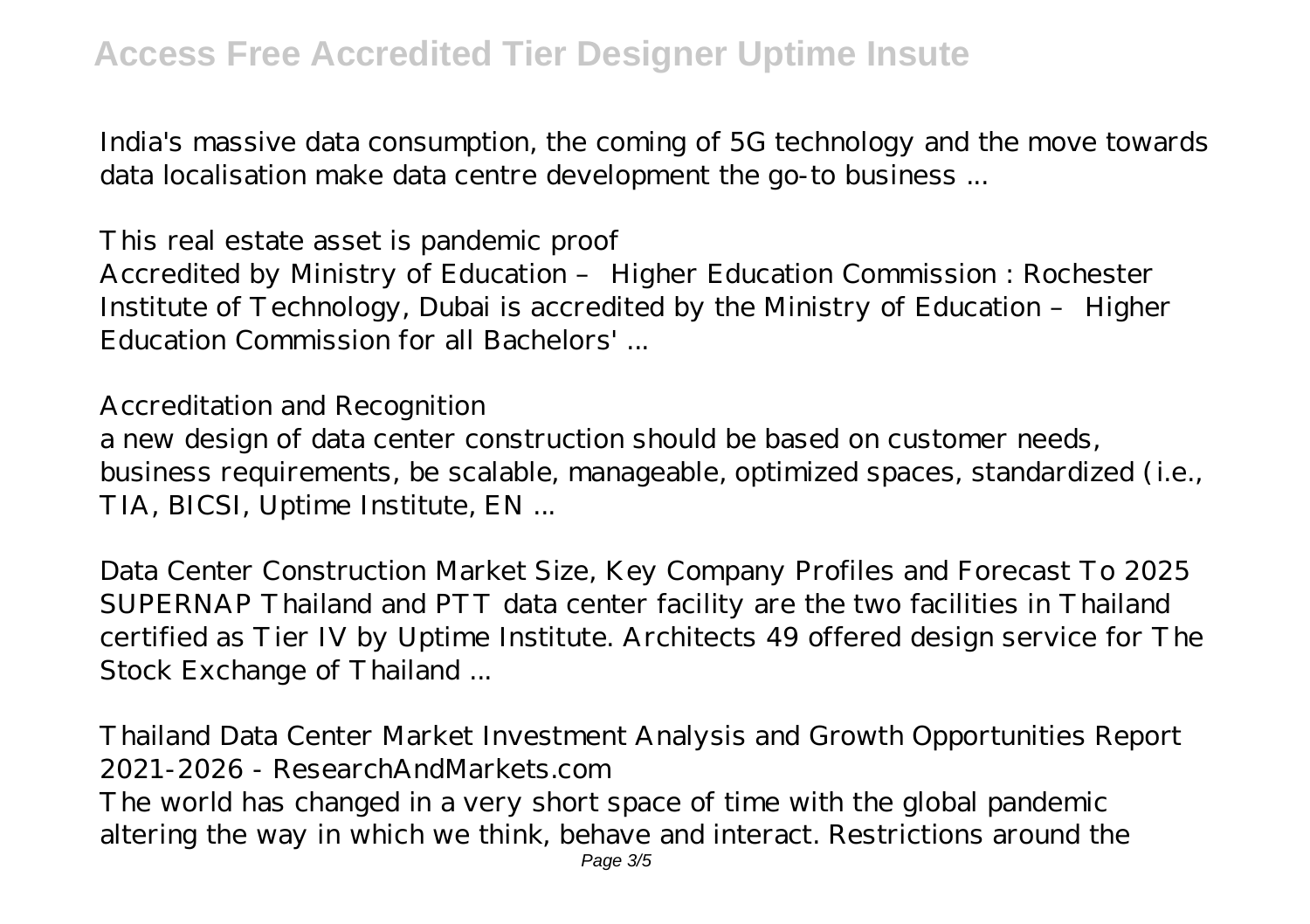India's massive data consumption, the coming of 5G technology and the move towards data localisation make data centre development the go-to business ...

*This real estate asset is pandemic proof*

Accredited by Ministry of Education – Higher Education Commission : Rochester Institute of Technology, Dubai is accredited by the Ministry of Education – Higher Education Commission for all Bachelors' ...

*Accreditation and Recognition*

a new design of data center construction should be based on customer needs, business requirements, be scalable, manageable, optimized spaces, standardized (i.e., TIA, BICSI, Uptime Institute, EN ...

*Data Center Construction Market Size, Key Company Profiles and Forecast To 2025*

SUPERNAP Thailand and PTT data center facility are the two facilities in Thailand certified as Tier IV by Uptime Institute. Architects 49 offered design service for The Stock Exchange of Thailand ...

*Thailand Data Center Market Investment Analysis and Growth Opportunities Report 2021-2026 - ResearchAndMarkets.com*

The world has changed in a very short space of time with the global pandemic altering the way in which we think, behave and interact. Restrictions around the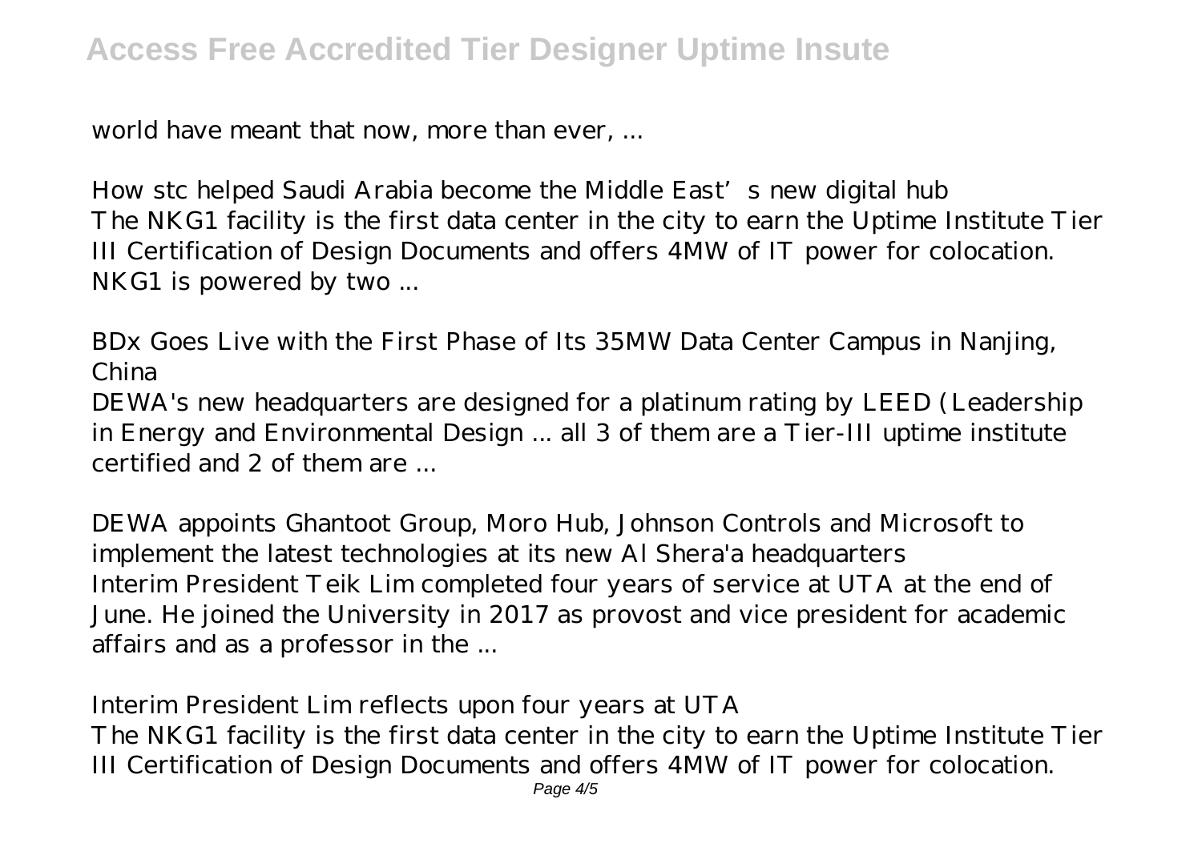world have meant that now, more than ever, ...

*How stc helped Saudi Arabia become the Middle East's new digital hub*
The NKG1 facility is the first data center in the city to earn the Uptime Institute Tier III Certification of Design Documents and offers 4MW of IT power for colocation. NKG1 is powered by two ...

*BDx Goes Live with the First Phase of Its 35MW Data Center Campus in Nanjing, China*
DEWA's new headquarters are designed for a platinum rating by LEED (Leadership in Energy and Environmental Design ... all 3 of them are a Tier-III uptime institute certified and 2 of them are ...

*DEWA appoints Ghantoot Group, Moro Hub, Johnson Controls and Microsoft to implement the latest technologies at its new Al Shera'a headquarters*
Interim President Teik Lim completed four years of service at UTA at the end of June. He joined the University in 2017 as provost and vice president for academic affairs and as a professor in the ...

*Interim President Lim reflects upon four years at UTA*
The NKG1 facility is the first data center in the city to earn the Uptime Institute Tier III Certification of Design Documents and offers 4MW of IT power for colocation.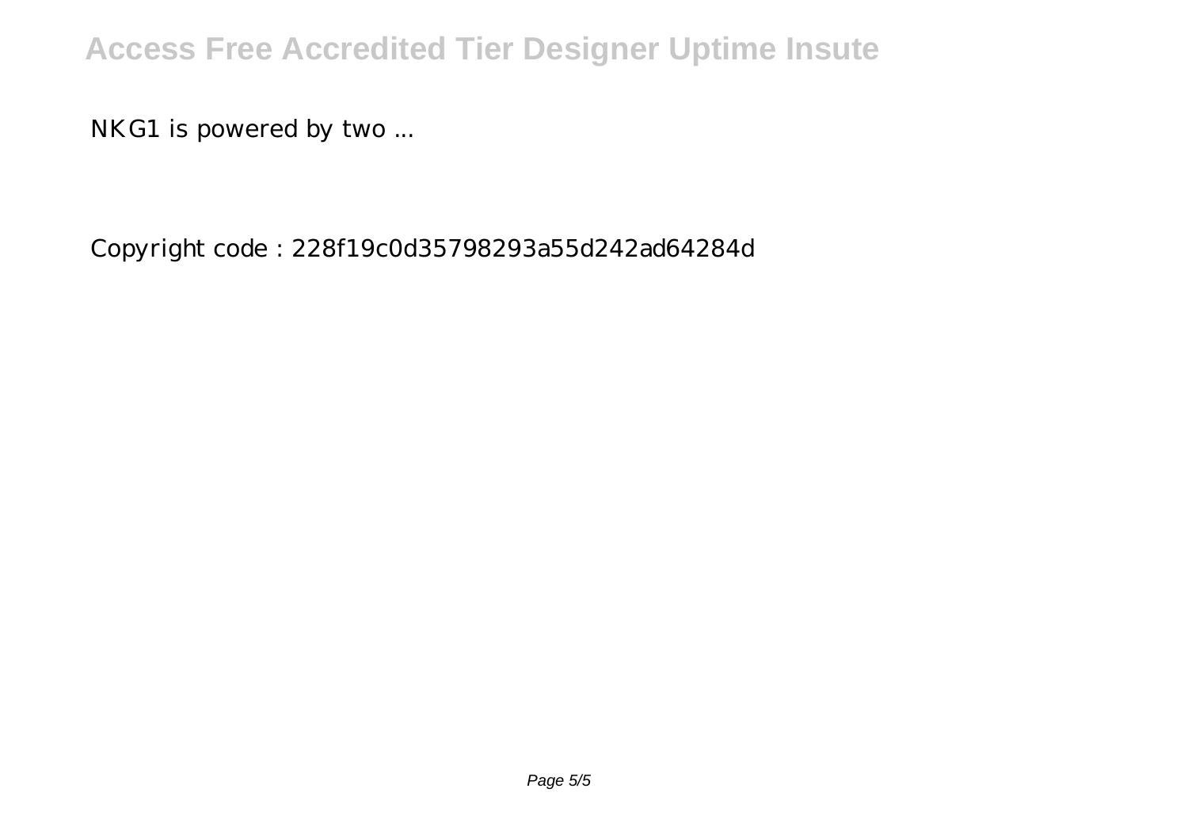NKG1 is powered by two ...

Copyright code : 228f19c0d35798293a55d242ad64284d